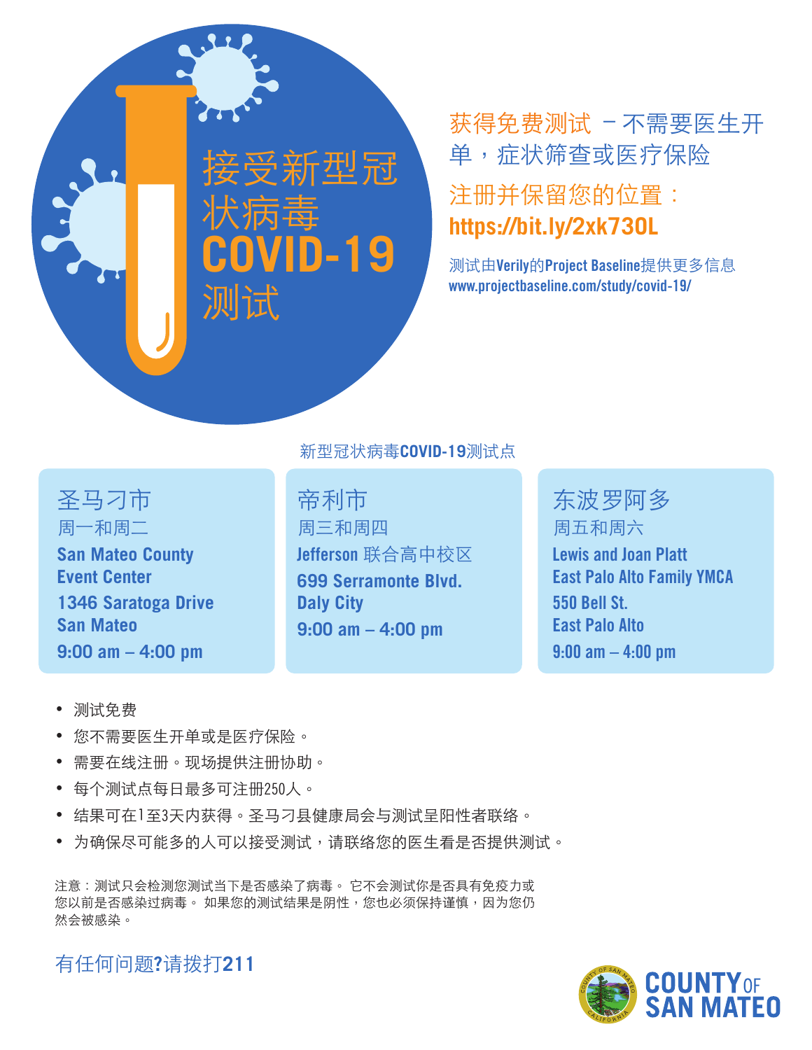# 接受新型冠状病毒COVID-19测试

获得免费测试 －不需要医生开单，症状筛查或医疗保险

注册并保留您的位置：
**https://bit.ly/2xk73OL**

测试由**Verily**的**Project Baseline**提供更多信息
**www.projectbaseline.com/study/covid-19/**

## 新型冠状病毒**COVID-19**测试点

### 圣马刁市

周一和周二

**San Mateo County Event Center**

**1346 Saratoga Drive**
**San Mateo**

**9:00 am – 4:00 pm**

### 帝利市

周三和周四

**Jefferson** 联合高中校区

**699 Serramonte Blvd.**
**Daly City**

**9:00 am – 4:00 pm**

### 东波罗阿多

周五和周六

**Lewis and Joan Platt East Palo Alto Family YMCA**

**550 Bell St.**
**East Palo Alto**

**9:00 am – 4:00 pm**

- 测试免费
- 您不需要医生开单或是医疗保险。
- 需要在线注册。现场提供注册协助。
- 每个测试点每日最多可注册250人。
- 结果可在1至3天内获得。圣马刁县健康局会与测试呈阳性者联络。
- 为确保尽可能多的人可以接受测试，请联络您的医生看是否提供测试。

注意：测试只会检测您测试当下是否感染了病毒。 它不会测试你是否具有免疫力或您以前是否感染过病毒。 如果您的测试结果是阴性，您也必须保持谨慎，因为您仍然会被感染。

有任何问题?请拨打**211**

**COUNTY OF SAN MATEO**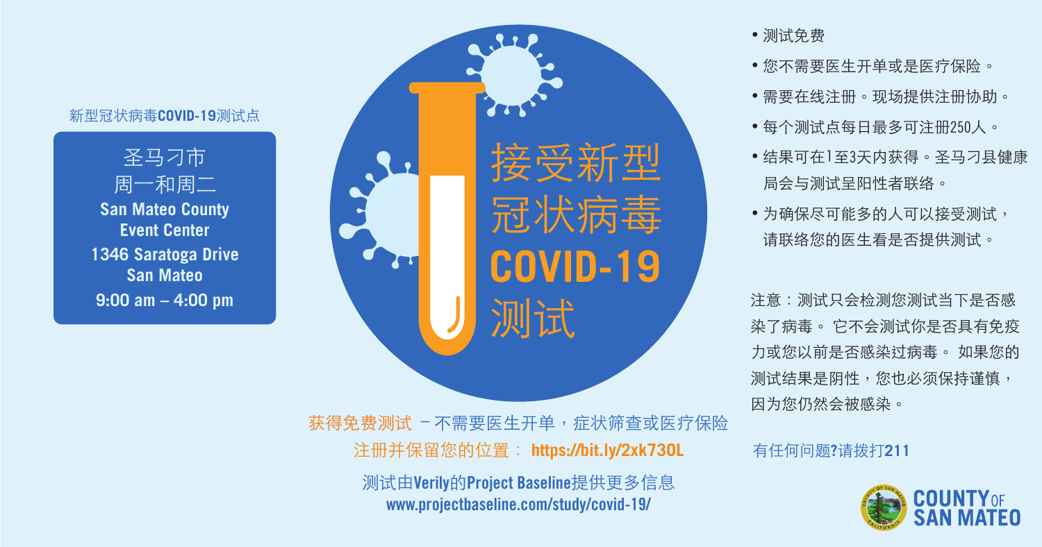新型冠状病毒**COVID-19**测试点

圣马刁市
周一和周二
**San Mateo County Event Center**
**1346 Saratoga Drive**
**San Mateo**
**9:00 am – 4:00 pm**

# 接受新型冠状病毒 COVID-19 测试

- 测试免费
- 您不需要医生开单或是医疗保险。
- 需要在线注册。现场提供注册协助。
- 每个测试点每日最多可注册250人。
- 结果可在1至3天内获得。圣马刁县健康局会与测试呈阳性者联络。
- 为确保尽可能多的人可以接受测试，请联络您的医生看是否提供测试。

注意：测试只会检测您测试当下是否感染了病毒。 它不会测试你是否具有免疫力或您以前是否感染过病毒。 如果您的测试结果是阴性，您也必须保持谨慎，因为您仍然会被感染。

获得免费测试 – 不需要医生开单，症状筛查或医疗保险

注册并保留您的位置： **https://bit.ly/2xk730L**

测试由**Verily**的**Project Baseline**提供更多信息
**www.projectbaseline.com/study/covid-19/**

有任何问题**?**请拨打**211**

**COUNTY OF SAN MATEO**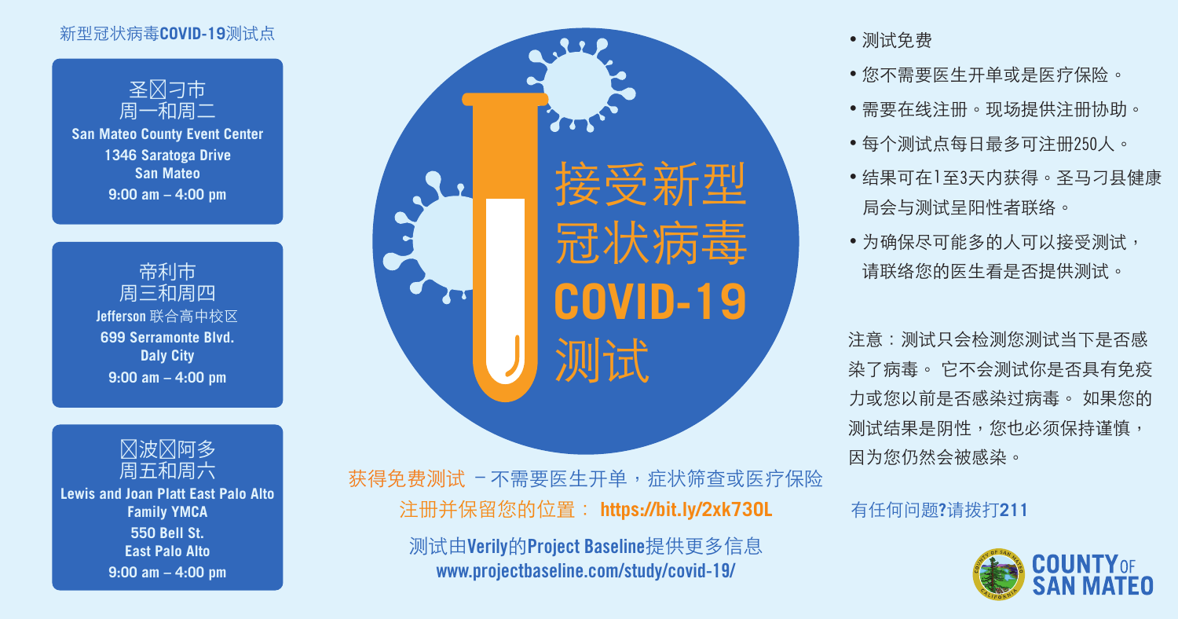新型冠状病毒**COVID-19**测试点

### 圣⊠刁市
周一和周二

**San Mateo County Event Center**
**1346 Saratoga Drive**
**San Mateo**
**9:00 am – 4:00 pm**

### 帝利市
周三和周四

**Jefferson** 联合高中校区
**699 Serramonte Blvd.**
**Daly City**
**9:00 am – 4:00 pm**

### ⊠波⊠阿多
周五和周六

**Lewis and Joan Platt East Palo Alto Family YMCA**
**550 Bell St.**
**East Palo Alto**
**9:00 am – 4:00 pm**

# 接受新型冠状病毒 COVID-19 测试

获得免费测试 －不需要医生开单，症状筛查或医疗保险

注册并保留您的位置： **https://bit.ly/2xk73OL**

测试由**Verily**的**Project Baseline**提供更多信息
**www.projectbaseline.com/study/covid-19/**

- 测试免费
- 您不需要医生开单或是医疗保险。
- 需要在线注册。现场提供注册协助。
- 每个测试点每日最多可注册250人。
- 结果可在1至3天内获得。圣马刁县健康局会与测试呈阳性者联络。
- 为确保尽可能多的人可以接受测试，请联络您的医生看是否提供测试。

注意：测试只会检测您测试当下是否感染了病毒。 它不会测试你是否具有免疫力或您以前是否感染过病毒。 如果您的测试结果是阴性，您也必须保持谨慎，因为您仍然会被感染。

有任何问题**?**请拨打**211**

**COUNTY OF SAN MATEO**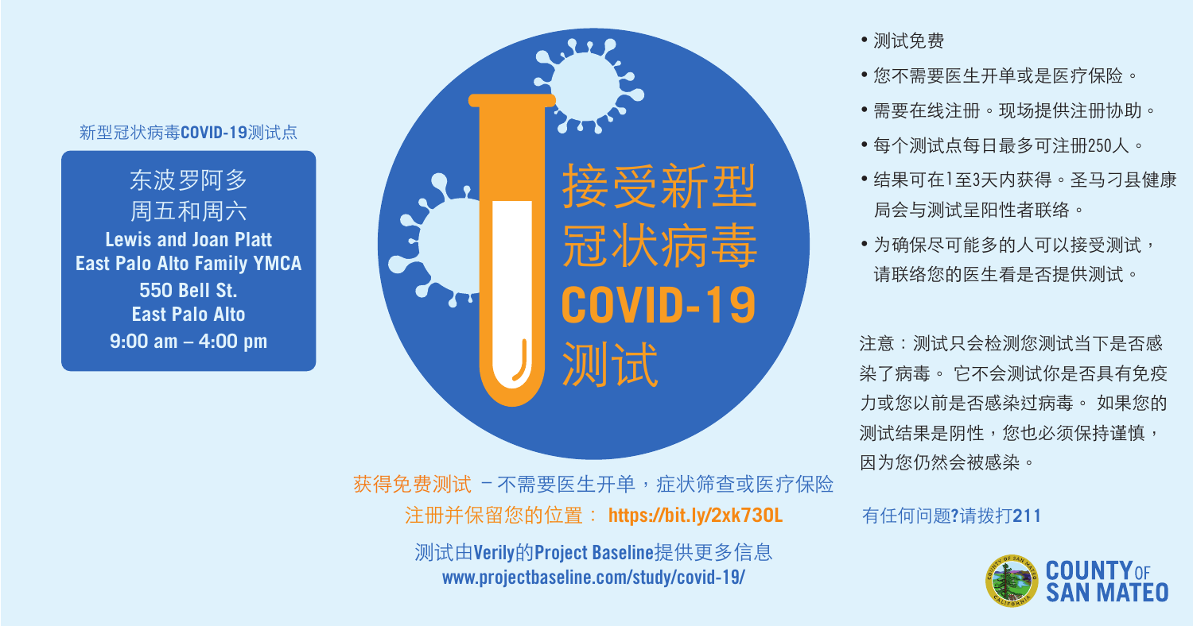新型冠状病毒**COVID-19**测试点

东波罗阿多
周五和周六
**Lewis and Joan Platt**
**East Palo Alto Family YMCA**
**550 Bell St.**
**East Palo Alto**
**9:00 am – 4:00 pm**

# 接受新型冠状病毒 COVID-19 测试

- 测试免费
- 您不需要医生开单或是医疗保险。
- 需要在线注册。现场提供注册协助。
- 每个测试点每日最多可注册250人。
- 结果可在1至3天内获得。圣马刁县健康局会与测试呈阳性者联络。
- 为确保尽可能多的人可以接受测试，请联络您的医生看是否提供测试。

注意：测试只会检测您测试当下是否感染了病毒。 它不会测试你是否具有免疫力或您以前是否感染过病毒。 如果您的测试结果是阴性，您也必须保持谨慎，因为您仍然会被感染。

获得免费测试 – 不需要医生开单，症状筛查或医疗保险

注册并保留您的位置： **https://bit.ly/2xk73OL**

测试由**Verily**的**Project Baseline**提供更多信息
**www.projectbaseline.com/study/covid-19/**

有任何问题?请拨打**211**

**COUNTY OF SAN MATEO**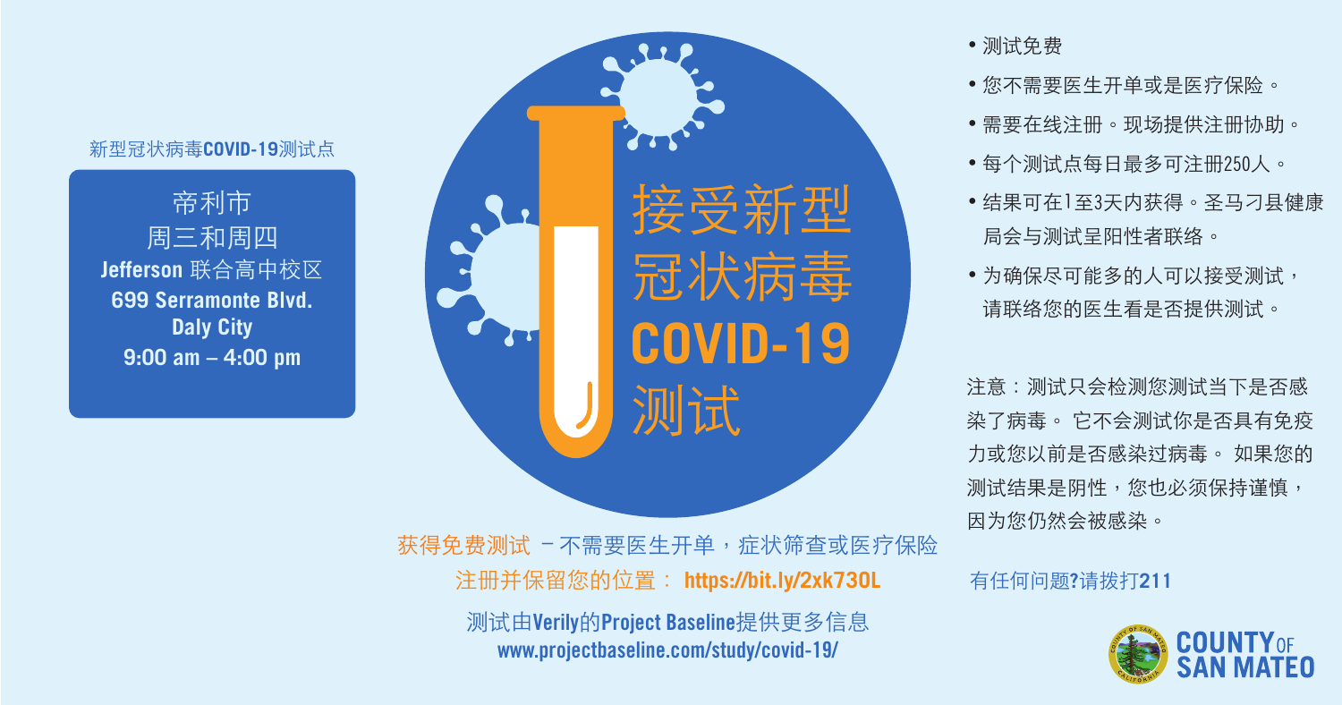新型冠状病毒**COVID-19**测试点

帝利市
周三和周四
**Jefferson** 联合高中校区
**699 Serramonte Blvd.**
**Daly City**
**9:00 am – 4:00 pm**

# 接受新型冠状病毒 COVID-19 测试

- 测试免费
- 您不需要医生开单或是医疗保险。
- 需要在线注册。现场提供注册协助。
- 每个测试点每日最多可注册250人。
- 结果可在1至3天内获得。圣马刁县健康局会与测试呈阳性者联络。
- 为确保尽可能多的人可以接受测试，请联络您的医生看是否提供测试。

注意：测试只会检测您测试当下是否感染了病毒。 它不会测试你是否具有免疫力或您以前是否感染过病毒。 如果您的测试结果是阴性，您也必须保持谨慎，因为您仍然会被感染。

获得免费测试 – 不需要医生开单，症状筛查或医疗保险

注册并保留您的位置： **https://bit.ly/2xk730L**

测试由**Verily**的**Project Baseline**提供更多信息
**www.projectbaseline.com/study/covid-19/**

有任何问题**?**请拨打**211**

**COUNTY OF SAN MATEO**